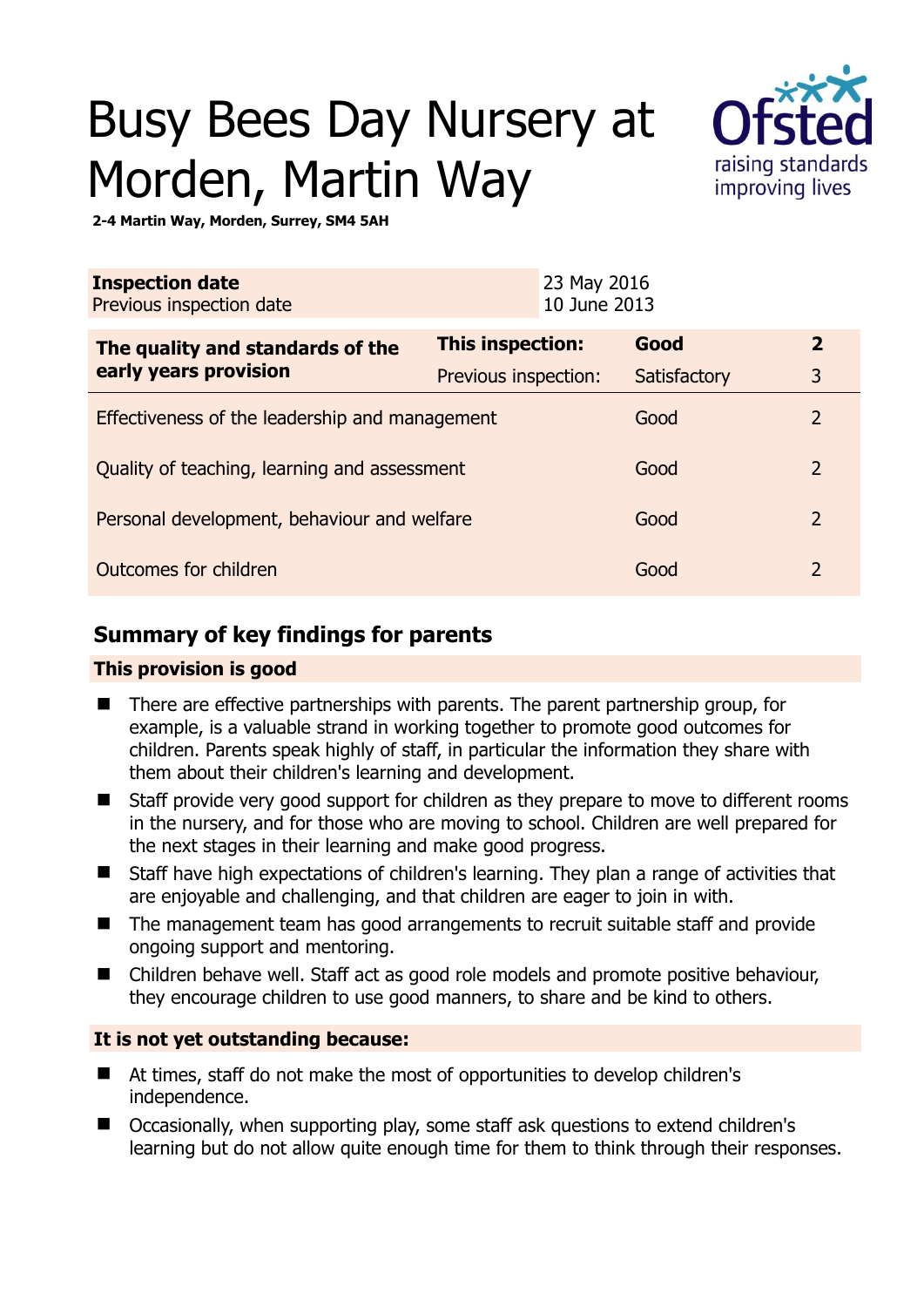# Busy Bees Day Nursery at Morden, Martin Way

**2-4 Martin Way, Morden, Surrey, SM4 5AH**

| **Inspection date** | 23 May 2016 |
|---|---|
| Previous inspection date | 10 June 2013 |

| **The quality and standards of the early years provision** | **This inspection:** | **Good** | **2** |
|---|---|---|---|
| | Previous inspection: | Satisfactory | 3 |
| Effectiveness of the leadership and management | | Good | 2 |
| Quality of teaching, learning and assessment | | Good | 2 |
| Personal development, behaviour and welfare | | Good | 2 |
| Outcomes for children | | Good | 2 |

## Summary of key findings for parents

### This provision is good

- There are effective partnerships with parents. The parent partnership group, for example, is a valuable strand in working together to promote good outcomes for children. Parents speak highly of staff, in particular the information they share with them about their children's learning and development.
- Staff provide very good support for children as they prepare to move to different rooms in the nursery, and for those who are moving to school. Children are well prepared for the next stages in their learning and make good progress.
- Staff have high expectations of children's learning. They plan a range of activities that are enjoyable and challenging, and that children are eager to join in with.
- The management team has good arrangements to recruit suitable staff and provide ongoing support and mentoring.
- Children behave well. Staff act as good role models and promote positive behaviour, they encourage children to use good manners, to share and be kind to others.

### It is not yet outstanding because:

- At times, staff do not make the most of opportunities to develop children's independence.
- Occasionally, when supporting play, some staff ask questions to extend children's learning but do not allow quite enough time for them to think through their responses.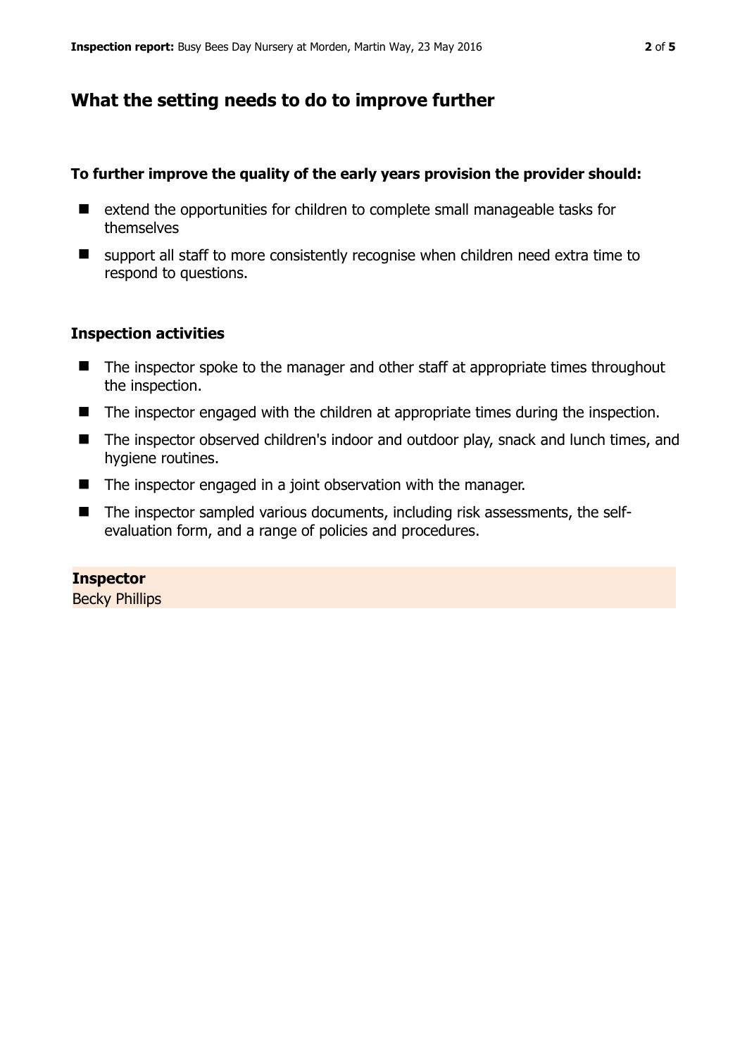## What the setting needs to do to improve further

**To further improve the quality of the early years provision the provider should:**

- extend the opportunities for children to complete small manageable tasks for themselves
- support all staff to more consistently recognise when children need extra time to respond to questions.

### Inspection activities

- The inspector spoke to the manager and other staff at appropriate times throughout the inspection.
- The inspector engaged with the children at appropriate times during the inspection.
- The inspector observed children's indoor and outdoor play, snack and lunch times, and hygiene routines.
- The inspector engaged in a joint observation with the manager.
- The inspector sampled various documents, including risk assessments, the self-evaluation form, and a range of policies and procedures.

**Inspector**
Becky Phillips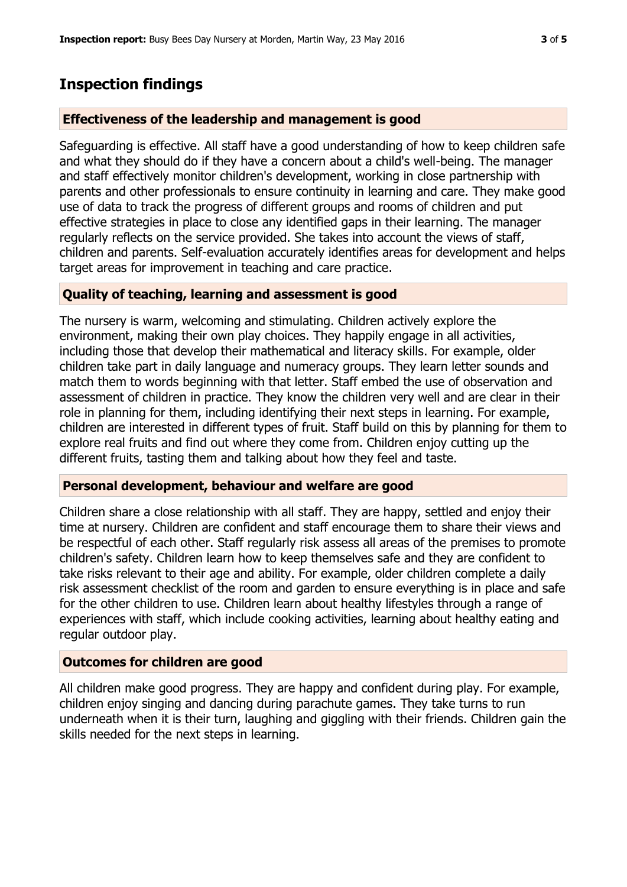## Inspection findings

### Effectiveness of the leadership and management is good

Safeguarding is effective. All staff have a good understanding of how to keep children safe and what they should do if they have a concern about a child's well-being. The manager and staff effectively monitor children's development, working in close partnership with parents and other professionals to ensure continuity in learning and care. They make good use of data to track the progress of different groups and rooms of children and put effective strategies in place to close any identified gaps in their learning. The manager regularly reflects on the service provided. She takes into account the views of staff, children and parents. Self-evaluation accurately identifies areas for development and helps target areas for improvement in teaching and care practice.

### Quality of teaching, learning and assessment is good

The nursery is warm, welcoming and stimulating. Children actively explore the environment, making their own play choices. They happily engage in all activities, including those that develop their mathematical and literacy skills. For example, older children take part in daily language and numeracy groups. They learn letter sounds and match them to words beginning with that letter. Staff embed the use of observation and assessment of children in practice. They know the children very well and are clear in their role in planning for them, including identifying their next steps in learning. For example, children are interested in different types of fruit. Staff build on this by planning for them to explore real fruits and find out where they come from. Children enjoy cutting up the different fruits, tasting them and talking about how they feel and taste.

### Personal development, behaviour and welfare are good

Children share a close relationship with all staff. They are happy, settled and enjoy their time at nursery. Children are confident and staff encourage them to share their views and be respectful of each other. Staff regularly risk assess all areas of the premises to promote children's safety. Children learn how to keep themselves safe and they are confident to take risks relevant to their age and ability. For example, older children complete a daily risk assessment checklist of the room and garden to ensure everything is in place and safe for the other children to use. Children learn about healthy lifestyles through a range of experiences with staff, which include cooking activities, learning about healthy eating and regular outdoor play.

### Outcomes for children are good

All children make good progress. They are happy and confident during play. For example, children enjoy singing and dancing during parachute games. They take turns to run underneath when it is their turn, laughing and giggling with their friends. Children gain the skills needed for the next steps in learning.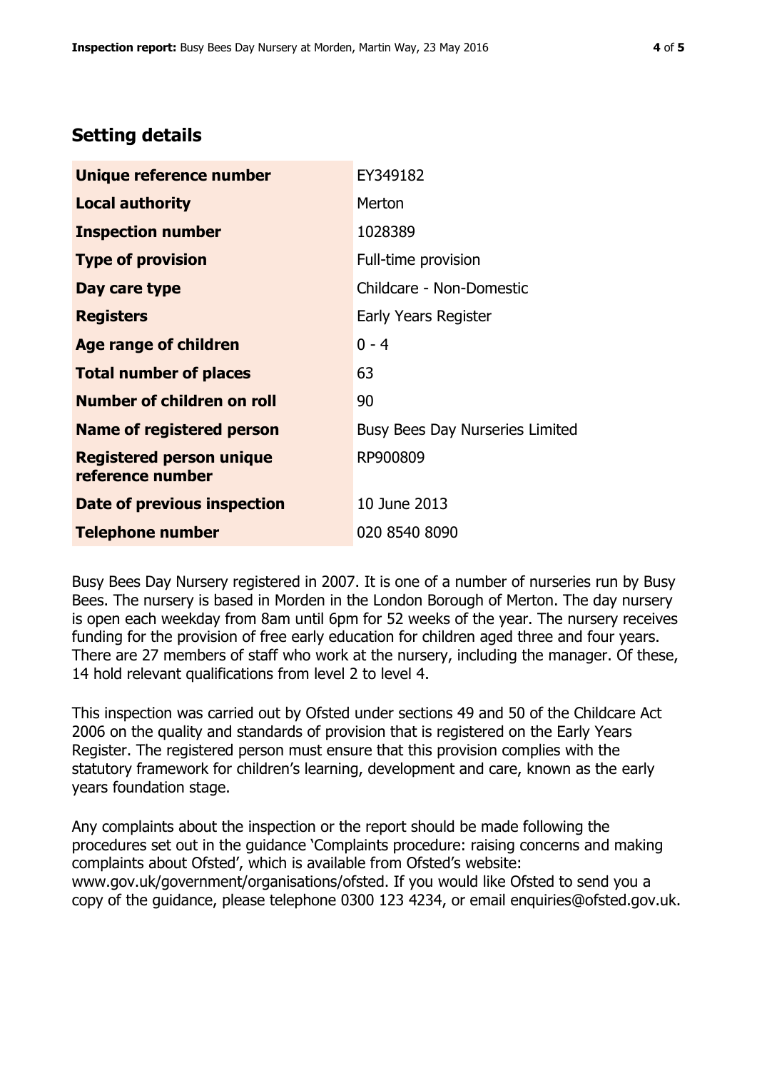## Setting details

| | |
|---|---|
| **Unique reference number** | EY349182 |
| **Local authority** | Merton |
| **Inspection number** | 1028389 |
| **Type of provision** | Full-time provision |
| **Day care type** | Childcare - Non-Domestic |
| **Registers** | Early Years Register |
| **Age range of children** | 0 - 4 |
| **Total number of places** | 63 |
| **Number of children on roll** | 90 |
| **Name of registered person** | Busy Bees Day Nurseries Limited |
| **Registered person unique reference number** | RP900809 |
| **Date of previous inspection** | 10 June 2013 |
| **Telephone number** | 020 8540 8090 |

Busy Bees Day Nursery registered in 2007. It is one of a number of nurseries run by Busy Bees. The nursery is based in Morden in the London Borough of Merton. The day nursery is open each weekday from 8am until 6pm for 52 weeks of the year. The nursery receives funding for the provision of free early education for children aged three and four years. There are 27 members of staff who work at the nursery, including the manager. Of these, 14 hold relevant qualifications from level 2 to level 4.

This inspection was carried out by Ofsted under sections 49 and 50 of the Childcare Act 2006 on the quality and standards of provision that is registered on the Early Years Register. The registered person must ensure that this provision complies with the statutory framework for children's learning, development and care, known as the early years foundation stage.

Any complaints about the inspection or the report should be made following the procedures set out in the guidance 'Complaints procedure: raising concerns and making complaints about Ofsted', which is available from Ofsted's website: www.gov.uk/government/organisations/ofsted. If you would like Ofsted to send you a copy of the guidance, please telephone 0300 123 4234, or email enquiries@ofsted.gov.uk.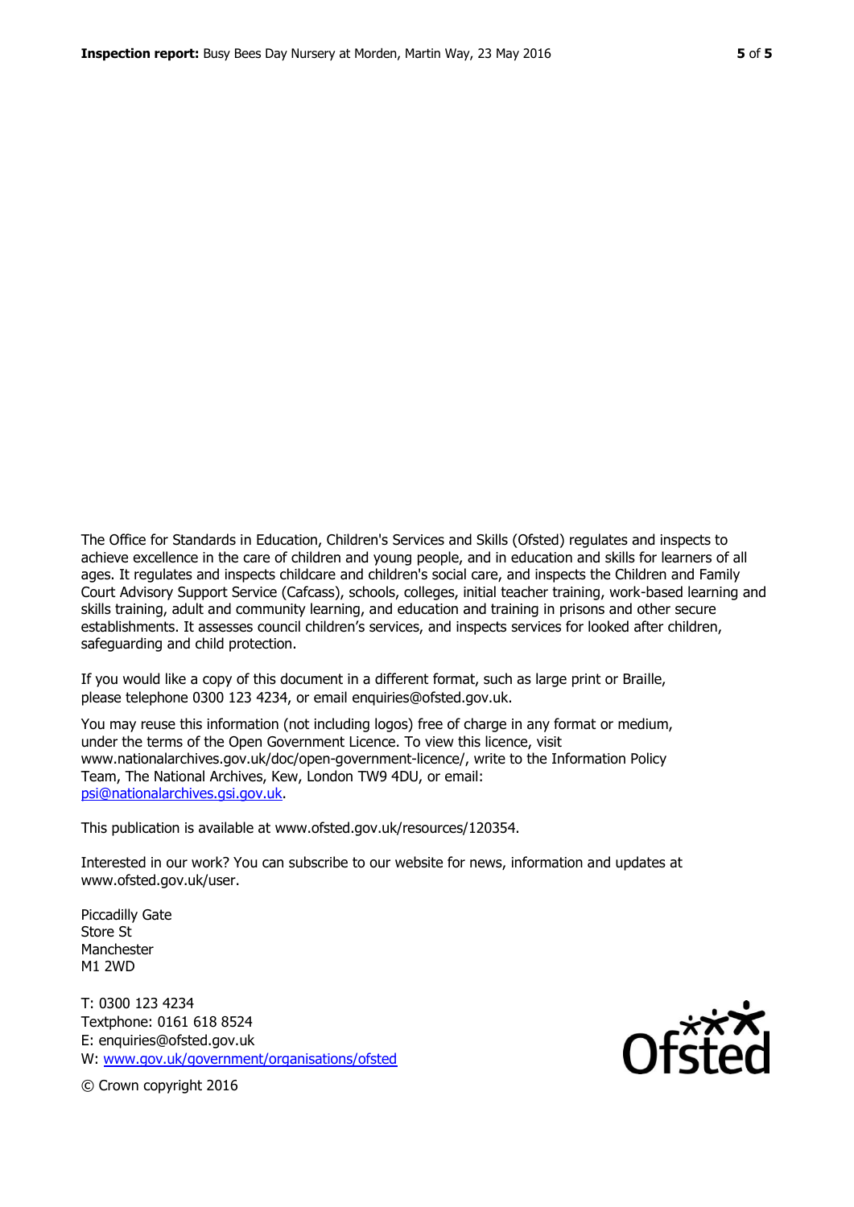The Office for Standards in Education, Children's Services and Skills (Ofsted) regulates and inspects to achieve excellence in the care of children and young people, and in education and skills for learners of all ages. It regulates and inspects childcare and children's social care, and inspects the Children and Family Court Advisory Support Service (Cafcass), schools, colleges, initial teacher training, work-based learning and skills training, adult and community learning, and education and training in prisons and other secure establishments. It assesses council children's services, and inspects services for looked after children, safeguarding and child protection.

If you would like a copy of this document in a different format, such as large print or Braille, please telephone 0300 123 4234, or email enquiries@ofsted.gov.uk.

You may reuse this information (not including logos) free of charge in any format or medium, under the terms of the Open Government Licence. To view this licence, visit www.nationalarchives.gov.uk/doc/open-government-licence/, write to the Information Policy Team, The National Archives, Kew, London TW9 4DU, or email: psi@nationalarchives.gsi.gov.uk.

This publication is available at www.ofsted.gov.uk/resources/120354.

Interested in our work? You can subscribe to our website for news, information and updates at www.ofsted.gov.uk/user.

Piccadilly Gate  
Store St  
Manchester  
M1 2WD

T: 0300 123 4234  
Textphone: 0161 618 8524  
E: enquiries@ofsted.gov.uk  
W: www.gov.uk/government/organisations/ofsted

Ofsted

© Crown copyright 2016